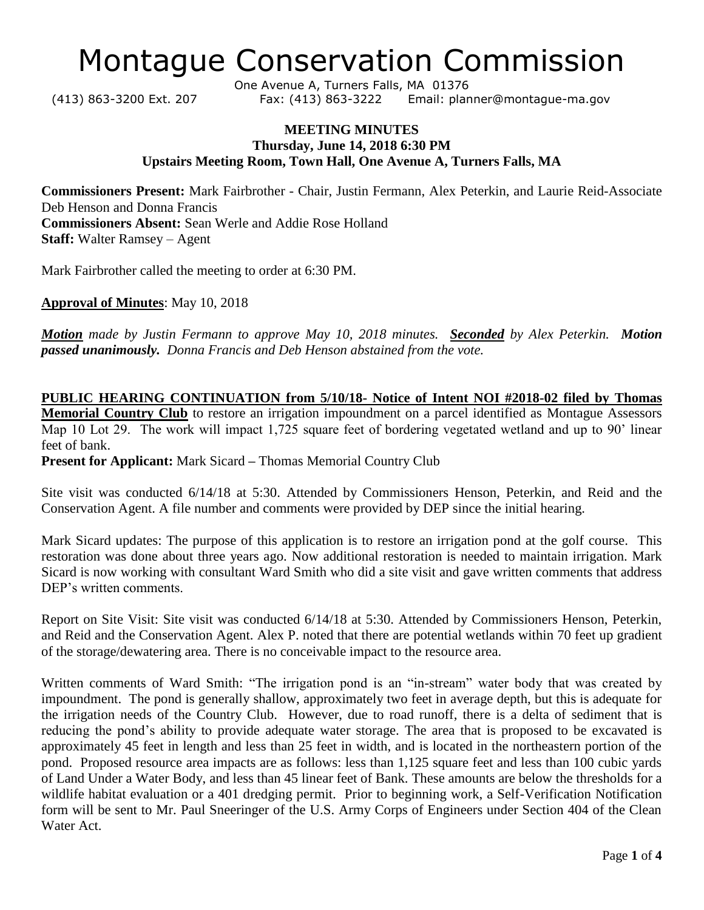# Montague Conservation Commission

One Avenue A, Turners Falls, MA 01376
(413) 863-3200 Ext. 207 Fax: (413) 863-3222 Email: planner@montague-ma.gov

**MEETING MINUTES**
**Thursday, June 14, 2018 6:30 PM**
**Upstairs Meeting Room, Town Hall, One Avenue A, Turners Falls, MA**

**Commissioners Present:** Mark Fairbrother - Chair, Justin Fermann, Alex Peterkin, and Laurie Reid-Associate Deb Henson and Donna Francis
**Commissioners Absent:** Sean Werle and Addie Rose Holland
**Staff:** Walter Ramsey – Agent

Mark Fairbrother called the meeting to order at 6:30 PM.

**Approval of Minutes**: May 10, 2018

***Motion** made by Justin Fermann to approve May 10, 2018 minutes. **Seconded** by Alex Peterkin. **Motion passed unanimously.** Donna Francis and Deb Henson abstained from the vote.*

**PUBLIC HEARING CONTINUATION from 5/10/18- Notice of Intent NOI #2018-02 filed by Thomas Memorial Country Club** to restore an irrigation impoundment on a parcel identified as Montague Assessors Map 10 Lot 29. The work will impact 1,725 square feet of bordering vegetated wetland and up to 90' linear feet of bank.

**Present for Applicant:** Mark Sicard – Thomas Memorial Country Club

Site visit was conducted 6/14/18 at 5:30. Attended by Commissioners Henson, Peterkin, and Reid and the Conservation Agent. A file number and comments were provided by DEP since the initial hearing.

Mark Sicard updates: The purpose of this application is to restore an irrigation pond at the golf course. This restoration was done about three years ago. Now additional restoration is needed to maintain irrigation. Mark Sicard is now working with consultant Ward Smith who did a site visit and gave written comments that address DEP's written comments.

Report on Site Visit: Site visit was conducted 6/14/18 at 5:30. Attended by Commissioners Henson, Peterkin, and Reid and the Conservation Agent. Alex P. noted that there are potential wetlands within 70 feet up gradient of the storage/dewatering area. There is no conceivable impact to the resource area.

Written comments of Ward Smith: "The irrigation pond is an "in-stream" water body that was created by impoundment. The pond is generally shallow, approximately two feet in average depth, but this is adequate for the irrigation needs of the Country Club. However, due to road runoff, there is a delta of sediment that is reducing the pond's ability to provide adequate water storage. The area that is proposed to be excavated is approximately 45 feet in length and less than 25 feet in width, and is located in the northeastern portion of the pond. Proposed resource area impacts are as follows: less than 1,125 square feet and less than 100 cubic yards of Land Under a Water Body, and less than 45 linear feet of Bank. These amounts are below the thresholds for a wildlife habitat evaluation or a 401 dredging permit. Prior to beginning work, a Self-Verification Notification form will be sent to Mr. Paul Sneeringer of the U.S. Army Corps of Engineers under Section 404 of the Clean Water Act.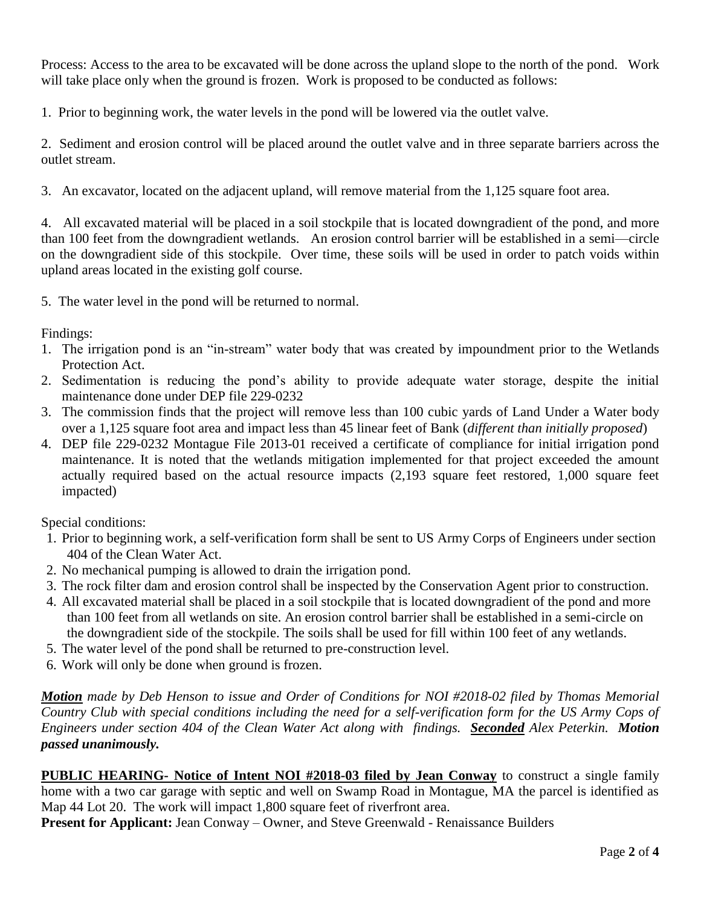Process: Access to the area to be excavated will be done across the upland slope to the north of the pond. Work will take place only when the ground is frozen. Work is proposed to be conducted as follows:

1. Prior to beginning work, the water levels in the pond will be lowered via the outlet valve.

2. Sediment and erosion control will be placed around the outlet valve and in three separate barriers across the outlet stream.

3. An excavator, located on the adjacent upland, will remove material from the 1,125 square foot area.

4. All excavated material will be placed in a soil stockpile that is located downgradient of the pond, and more than 100 feet from the downgradient wetlands. An erosion control barrier will be established in a semi—circle on the downgradient side of this stockpile. Over time, these soils will be used in order to patch voids within upland areas located in the existing golf course.

5. The water level in the pond will be returned to normal.

Findings:

1. The irrigation pond is an "in-stream" water body that was created by impoundment prior to the Wetlands Protection Act.
2. Sedimentation is reducing the pond's ability to provide adequate water storage, despite the initial maintenance done under DEP file 229-0232
3. The commission finds that the project will remove less than 100 cubic yards of Land Under a Water body over a 1,125 square foot area and impact less than 45 linear feet of Bank (*different than initially proposed*)
4. DEP file 229-0232 Montague File 2013-01 received a certificate of compliance for initial irrigation pond maintenance. It is noted that the wetlands mitigation implemented for that project exceeded the amount actually required based on the actual resource impacts (2,193 square feet restored, 1,000 square feet impacted)

Special conditions:

1. Prior to beginning work, a self-verification form shall be sent to US Army Corps of Engineers under section 404 of the Clean Water Act.
2. No mechanical pumping is allowed to drain the irrigation pond.
3. The rock filter dam and erosion control shall be inspected by the Conservation Agent prior to construction.
4. All excavated material shall be placed in a soil stockpile that is located downgradient of the pond and more than 100 feet from all wetlands on site. An erosion control barrier shall be established in a semi-circle on the downgradient side of the stockpile. The soils shall be used for fill within 100 feet of any wetlands.
5. The water level of the pond shall be returned to pre-construction level.
6. Work will only be done when ground is frozen.

***Motion*** *made by Deb Henson to issue and Order of Conditions for NOI #2018-02 filed by Thomas Memorial Country Club with special conditions including the need for a self-verification form for the US Army Cops of Engineers under section 404 of the Clean Water Act along with findings.* ***Seconded*** *Alex Peterkin.* ***Motion passed unanimously.***

**PUBLIC HEARING- Notice of Intent NOI #2018-03 filed by Jean Conway** to construct a single family home with a two car garage with septic and well on Swamp Road in Montague, MA the parcel is identified as Map 44 Lot 20. The work will impact 1,800 square feet of riverfront area.

**Present for Applicant:** Jean Conway – Owner, and Steve Greenwald - Renaissance Builders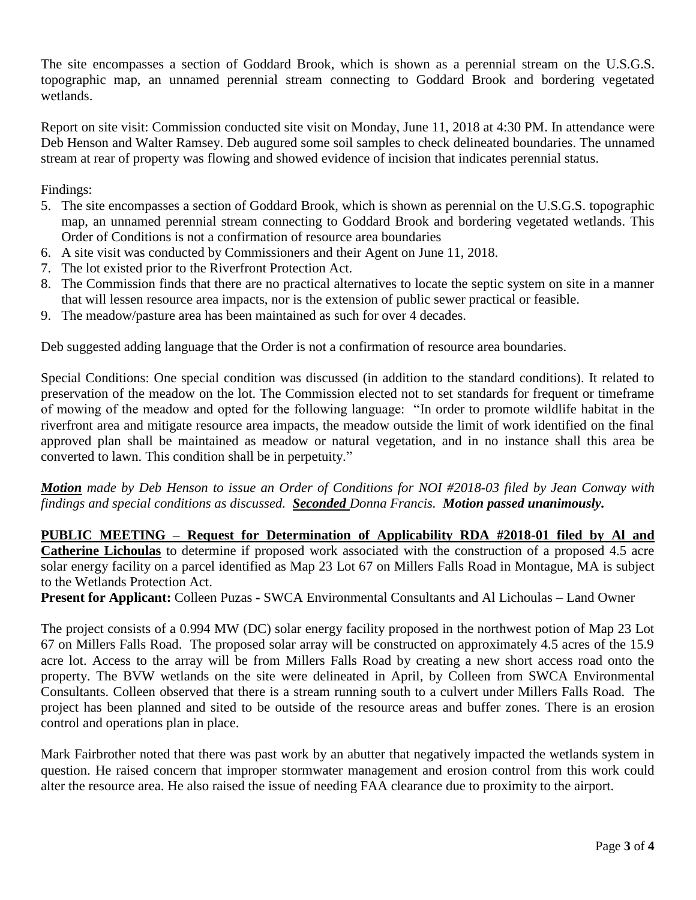The site encompasses a section of Goddard Brook, which is shown as a perennial stream on the U.S.G.S. topographic map, an unnamed perennial stream connecting to Goddard Brook and bordering vegetated wetlands.

Report on site visit: Commission conducted site visit on Monday, June 11, 2018 at 4:30 PM. In attendance were Deb Henson and Walter Ramsey. Deb augured some soil samples to check delineated boundaries. The unnamed stream at rear of property was flowing and showed evidence of incision that indicates perennial status.

Findings:

5. The site encompasses a section of Goddard Brook, which is shown as perennial on the U.S.G.S. topographic map, an unnamed perennial stream connecting to Goddard Brook and bordering vegetated wetlands. This Order of Conditions is not a confirmation of resource area boundaries
6. A site visit was conducted by Commissioners and their Agent on June 11, 2018.
7. The lot existed prior to the Riverfront Protection Act.
8. The Commission finds that there are no practical alternatives to locate the septic system on site in a manner that will lessen resource area impacts, nor is the extension of public sewer practical or feasible.
9. The meadow/pasture area has been maintained as such for over 4 decades.

Deb suggested adding language that the Order is not a confirmation of resource area boundaries.

Special Conditions: One special condition was discussed (in addition to the standard conditions). It related to preservation of the meadow on the lot. The Commission elected not to set standards for frequent or timeframe of mowing of the meadow and opted for the following language: "In order to promote wildlife habitat in the riverfront area and mitigate resource area impacts, the meadow outside the limit of work identified on the final approved plan shall be maintained as meadow or natural vegetation, and in no instance shall this area be converted to lawn. This condition shall be in perpetuity."

***Motion*** *made by Deb Henson to issue an Order of Conditions for NOI #2018-03 filed by Jean Conway with findings and special conditions as discussed.* ***Seconded*** *Donna Francis.* ***Motion passed unanimously.***

**PUBLIC MEETING – Request for Determination of Applicability RDA #2018-01 filed by Al and Catherine Lichoulas** to determine if proposed work associated with the construction of a proposed 4.5 acre solar energy facility on a parcel identified as Map 23 Lot 67 on Millers Falls Road in Montague, MA is subject to the Wetlands Protection Act.

**Present for Applicant:** Colleen Puzas **-** SWCA Environmental Consultants and Al Lichoulas – Land Owner

The project consists of a 0.994 MW (DC) solar energy facility proposed in the northwest potion of Map 23 Lot 67 on Millers Falls Road. The proposed solar array will be constructed on approximately 4.5 acres of the 15.9 acre lot. Access to the array will be from Millers Falls Road by creating a new short access road onto the property. The BVW wetlands on the site were delineated in April, by Colleen from SWCA Environmental Consultants. Colleen observed that there is a stream running south to a culvert under Millers Falls Road. The project has been planned and sited to be outside of the resource areas and buffer zones. There is an erosion control and operations plan in place.

Mark Fairbrother noted that there was past work by an abutter that negatively impacted the wetlands system in question. He raised concern that improper stormwater management and erosion control from this work could alter the resource area. He also raised the issue of needing FAA clearance due to proximity to the airport.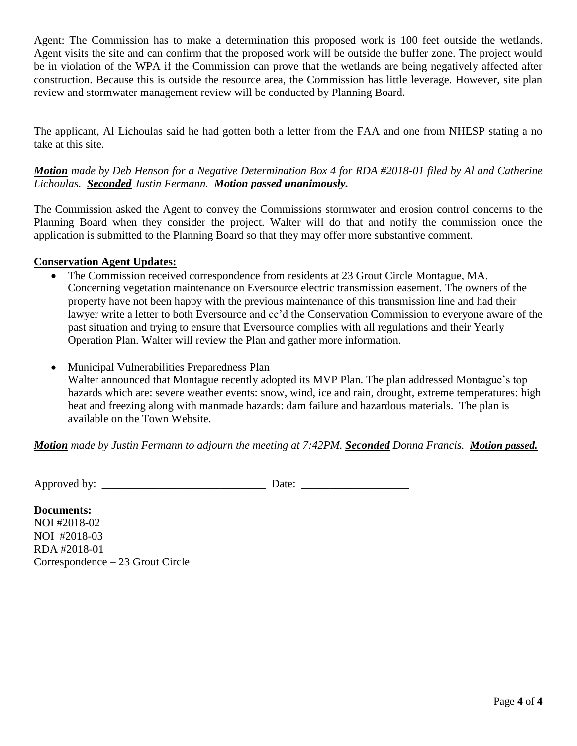Agent: The Commission has to make a determination this proposed work is 100 feet outside the wetlands. Agent visits the site and can confirm that the proposed work will be outside the buffer zone. The project would be in violation of the WPA if the Commission can prove that the wetlands are being negatively affected after construction. Because this is outside the resource area, the Commission has little leverage. However, site plan review and stormwater management review will be conducted by Planning Board.

The applicant, Al Lichoulas said he had gotten both a letter from the FAA and one from NHESP stating a no take at this site.

***Motion*** *made by Deb Henson for a Negative Determination Box 4 for RDA #2018-01 filed by Al and Catherine Lichoulas.* ***Seconded*** *Justin Fermann.* ***Motion passed unanimously.***

The Commission asked the Agent to convey the Commissions stormwater and erosion control concerns to the Planning Board when they consider the project. Walter will do that and notify the commission once the application is submitted to the Planning Board so that they may offer more substantive comment.

**Conservation Agent Updates:**

- The Commission received correspondence from residents at 23 Grout Circle Montague, MA. Concerning vegetation maintenance on Eversource electric transmission easement. The owners of the property have not been happy with the previous maintenance of this transmission line and had their lawyer write a letter to both Eversource and cc'd the Conservation Commission to everyone aware of the past situation and trying to ensure that Eversource complies with all regulations and their Yearly Operation Plan. Walter will review the Plan and gather more information.

- Municipal Vulnerabilities Preparedness Plan
  Walter announced that Montague recently adopted its MVP Plan. The plan addressed Montague's top hazards which are: severe weather events: snow, wind, ice and rain, drought, extreme temperatures: high heat and freezing along with manmade hazards: dam failure and hazardous materials. The plan is available on the Town Website.

***Motion*** *made by Justin Fermann to adjourn the meeting at 7:42PM.* ***Seconded*** *Donna Francis.* ***Motion passed.***

Approved by: _____________________________ Date: ___________________

**Documents:**
NOI #2018-02
NOI #2018-03
RDA #2018-01
Correspondence – 23 Grout Circle